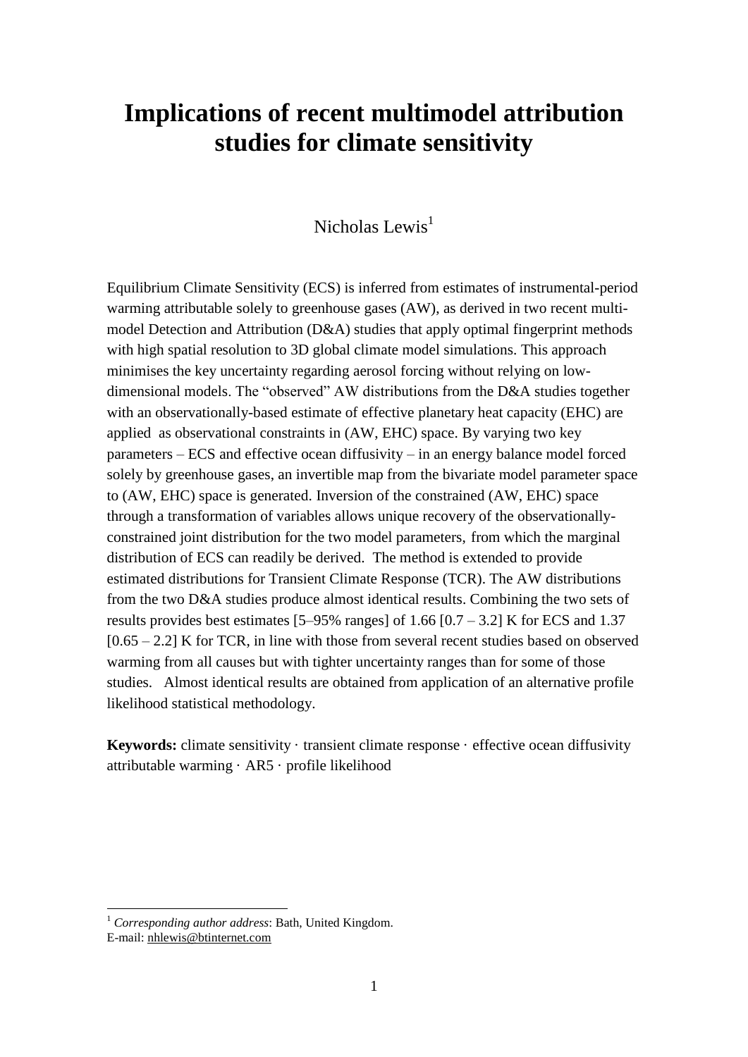# Implications of recent multimodel attribution studies for climate sensitivity

Nicholas Lewis[1]

Equilibrium Climate Sensitivity (ECS) is inferred from estimates of instrumental-period warming attributable solely to greenhouse gases (AW), as derived in two recent multi-model Detection and Attribution (D&A) studies that apply optimal fingerprint methods with high spatial resolution to 3D global climate model simulations. This approach minimises the key uncertainty regarding aerosol forcing without relying on low-dimensional models. The "observed" AW distributions from the D&A studies together with an observationally-based estimate of effective planetary heat capacity (EHC) are applied as observational constraints in (AW, EHC) space. By varying two key parameters – ECS and effective ocean diffusivity – in an energy balance model forced solely by greenhouse gases, an invertible map from the bivariate model parameter space to (AW, EHC) space is generated. Inversion of the constrained (AW, EHC) space through a transformation of variables allows unique recovery of the observationally-constrained joint distribution for the two model parameters, from which the marginal distribution of ECS can readily be derived. The method is extended to provide estimated distributions for Transient Climate Response (TCR). The AW distributions from the two D&A studies produce almost identical results. Combining the two sets of results provides best estimates [5–95% ranges] of 1.66 [0.7 – 3.2] K for ECS and 1.37 [0.65 – 2.2] K for TCR, in line with those from several recent studies based on observed warming from all causes but with tighter uncertainty ranges than for some of those studies. Almost identical results are obtained from application of an alternative profile likelihood statistical methodology.

**Keywords:** climate sensitivity · transient climate response · effective ocean diffusivity attributable warming · AR5 · profile likelihood

[1] *Corresponding author address*: Bath, United Kingdom.
E-mail: nhlewis@btinternet.com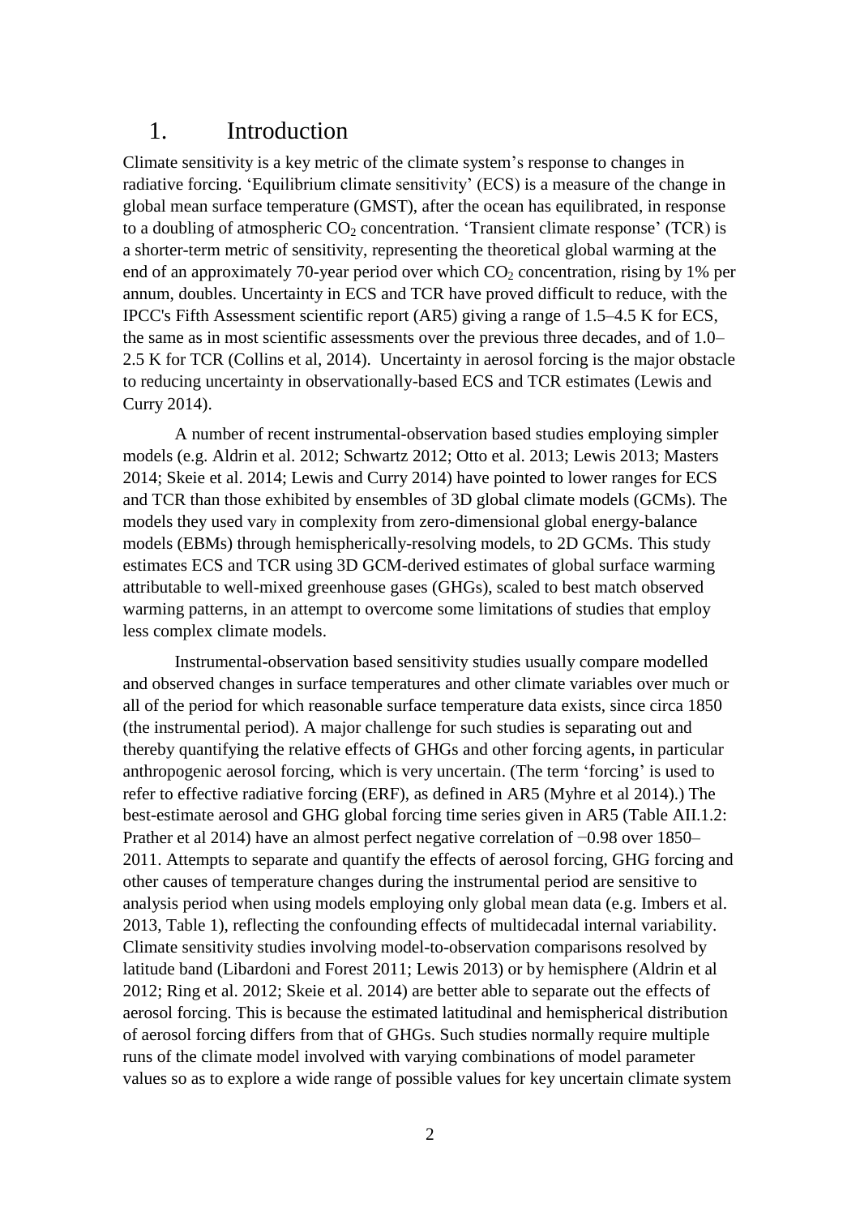# 1. Introduction

Climate sensitivity is a key metric of the climate system's response to changes in radiative forcing. 'Equilibrium climate sensitivity' (ECS) is a measure of the change in global mean surface temperature (GMST), after the ocean has equilibrated, in response to a doubling of atmospheric $CO_2$ concentration. 'Transient climate response' (TCR) is a shorter-term metric of sensitivity, representing the theoretical global warming at the end of an approximately 70-year period over which $CO_2$ concentration, rising by 1% per annum, doubles. Uncertainty in ECS and TCR have proved difficult to reduce, with the IPCC's Fifth Assessment scientific report (AR5) giving a range of 1.5–4.5 K for ECS, the same as in most scientific assessments over the previous three decades, and of 1.0–2.5 K for TCR (Collins et al, 2014). Uncertainty in aerosol forcing is the major obstacle to reducing uncertainty in observationally-based ECS and TCR estimates (Lewis and Curry 2014).

A number of recent instrumental-observation based studies employing simpler models (e.g. Aldrin et al. 2012; Schwartz 2012; Otto et al. 2013; Lewis 2013; Masters 2014; Skeie et al. 2014; Lewis and Curry 2014) have pointed to lower ranges for ECS and TCR than those exhibited by ensembles of 3D global climate models (GCMs). The models they used vary in complexity from zero-dimensional global energy-balance models (EBMs) through hemispherically-resolving models, to 2D GCMs. This study estimates ECS and TCR using 3D GCM-derived estimates of global surface warming attributable to well-mixed greenhouse gases (GHGs), scaled to best match observed warming patterns, in an attempt to overcome some limitations of studies that employ less complex climate models.

Instrumental-observation based sensitivity studies usually compare modelled and observed changes in surface temperatures and other climate variables over much or all of the period for which reasonable surface temperature data exists, since circa 1850 (the instrumental period). A major challenge for such studies is separating out and thereby quantifying the relative effects of GHGs and other forcing agents, in particular anthropogenic aerosol forcing, which is very uncertain. (The term 'forcing' is used to refer to effective radiative forcing (ERF), as defined in AR5 (Myhre et al 2014).) The best-estimate aerosol and GHG global forcing time series given in AR5 (Table AII.1.2: Prather et al 2014) have an almost perfect negative correlation of −0.98 over 1850–2011. Attempts to separate and quantify the effects of aerosol forcing, GHG forcing and other causes of temperature changes during the instrumental period are sensitive to analysis period when using models employing only global mean data (e.g. Imbers et al. 2013, Table 1), reflecting the confounding effects of multidecadal internal variability. Climate sensitivity studies involving model-to-observation comparisons resolved by latitude band (Libardoni and Forest 2011; Lewis 2013) or by hemisphere (Aldrin et al 2012; Ring et al. 2012; Skeie et al. 2014) are better able to separate out the effects of aerosol forcing. This is because the estimated latitudinal and hemispherical distribution of aerosol forcing differs from that of GHGs. Such studies normally require multiple runs of the climate model involved with varying combinations of model parameter values so as to explore a wide range of possible values for key uncertain climate system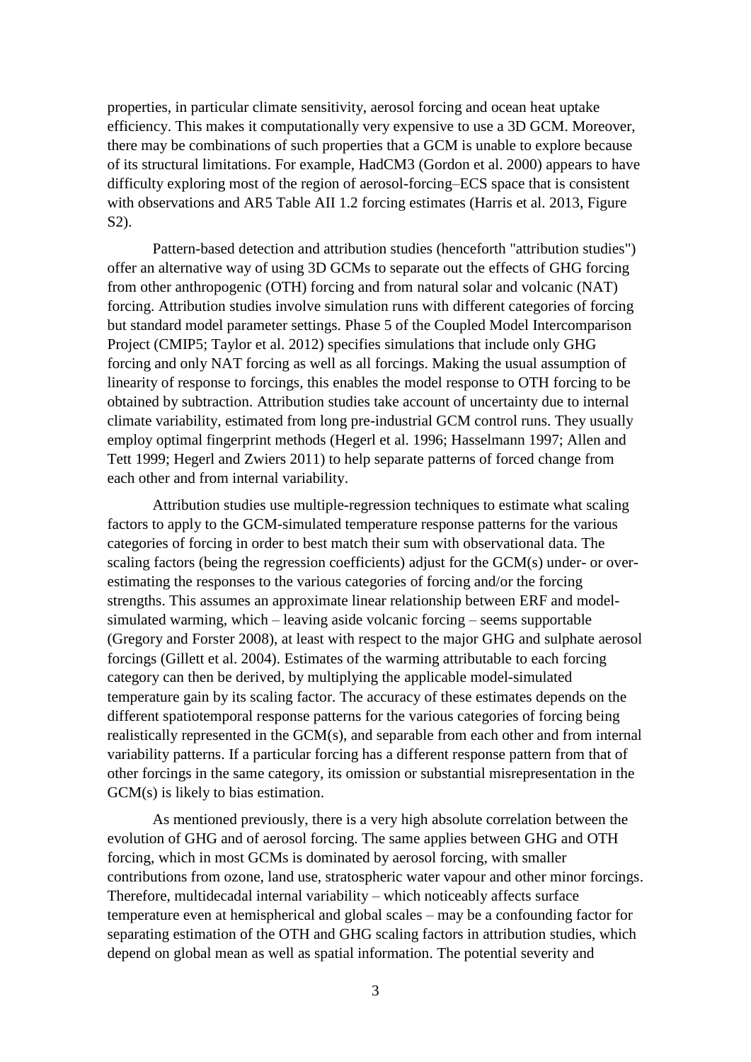properties, in particular climate sensitivity, aerosol forcing and ocean heat uptake efficiency. This makes it computationally very expensive to use a 3D GCM. Moreover, there may be combinations of such properties that a GCM is unable to explore because of its structural limitations. For example, HadCM3 (Gordon et al. 2000) appears to have difficulty exploring most of the region of aerosol-forcing–ECS space that is consistent with observations and AR5 Table AII 1.2 forcing estimates (Harris et al. 2013, Figure S2).

Pattern-based detection and attribution studies (henceforth "attribution studies") offer an alternative way of using 3D GCMs to separate out the effects of GHG forcing from other anthropogenic (OTH) forcing and from natural solar and volcanic (NAT) forcing. Attribution studies involve simulation runs with different categories of forcing but standard model parameter settings. Phase 5 of the Coupled Model Intercomparison Project (CMIP5; Taylor et al. 2012) specifies simulations that include only GHG forcing and only NAT forcing as well as all forcings. Making the usual assumption of linearity of response to forcings, this enables the model response to OTH forcing to be obtained by subtraction. Attribution studies take account of uncertainty due to internal climate variability, estimated from long pre-industrial GCM control runs. They usually employ optimal fingerprint methods (Hegerl et al. 1996; Hasselmann 1997; Allen and Tett 1999; Hegerl and Zwiers 2011) to help separate patterns of forced change from each other and from internal variability.

Attribution studies use multiple-regression techniques to estimate what scaling factors to apply to the GCM-simulated temperature response patterns for the various categories of forcing in order to best match their sum with observational data. The scaling factors (being the regression coefficients) adjust for the GCM(s) under- or over-estimating the responses to the various categories of forcing and/or the forcing strengths. This assumes an approximate linear relationship between ERF and model-simulated warming, which – leaving aside volcanic forcing – seems supportable (Gregory and Forster 2008), at least with respect to the major GHG and sulphate aerosol forcings (Gillett et al. 2004). Estimates of the warming attributable to each forcing category can then be derived, by multiplying the applicable model-simulated temperature gain by its scaling factor. The accuracy of these estimates depends on the different spatiotemporal response patterns for the various categories of forcing being realistically represented in the GCM(s), and separable from each other and from internal variability patterns. If a particular forcing has a different response pattern from that of other forcings in the same category, its omission or substantial misrepresentation in the GCM(s) is likely to bias estimation.

As mentioned previously, there is a very high absolute correlation between the evolution of GHG and of aerosol forcing. The same applies between GHG and OTH forcing, which in most GCMs is dominated by aerosol forcing, with smaller contributions from ozone, land use, stratospheric water vapour and other minor forcings. Therefore, multidecadal internal variability – which noticeably affects surface temperature even at hemispherical and global scales – may be a confounding factor for separating estimation of the OTH and GHG scaling factors in attribution studies, which depend on global mean as well as spatial information. The potential severity and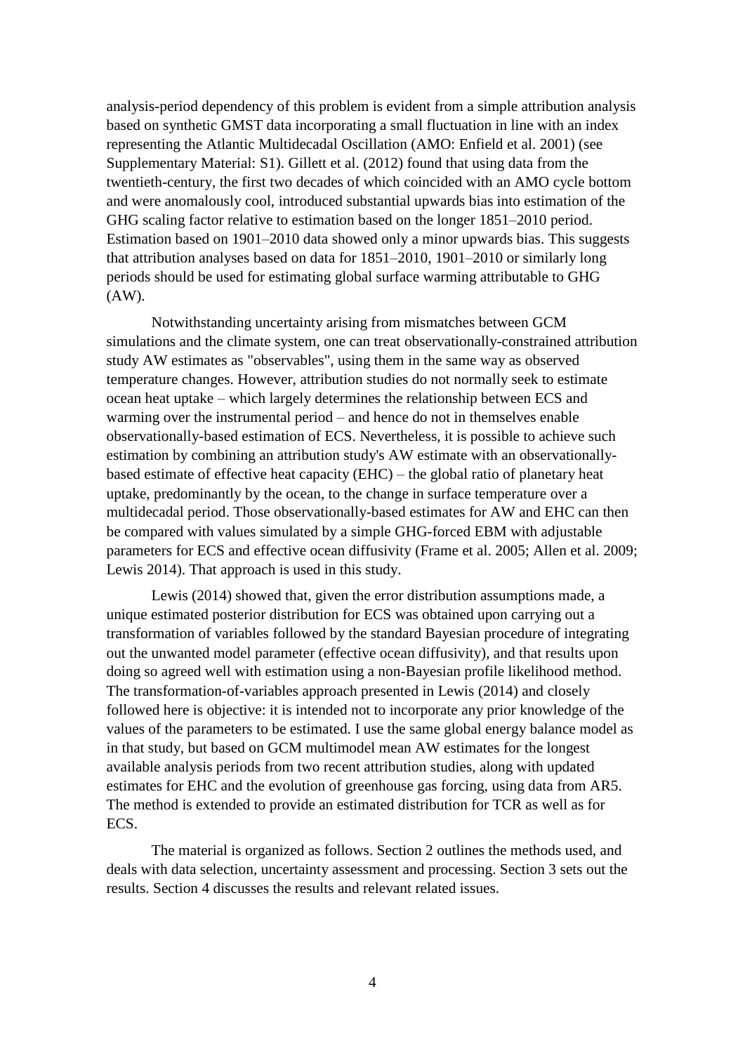analysis-period dependency of this problem is evident from a simple attribution analysis based on synthetic GMST data incorporating a small fluctuation in line with an index representing the Atlantic Multidecadal Oscillation (AMO: Enfield et al. 2001) (see Supplementary Material: S1). Gillett et al. (2012) found that using data from the twentieth-century, the first two decades of which coincided with an AMO cycle bottom and were anomalously cool, introduced substantial upwards bias into estimation of the GHG scaling factor relative to estimation based on the longer 1851–2010 period. Estimation based on 1901–2010 data showed only a minor upwards bias. This suggests that attribution analyses based on data for 1851–2010, 1901–2010 or similarly long periods should be used for estimating global surface warming attributable to GHG (AW).

Notwithstanding uncertainty arising from mismatches between GCM simulations and the climate system, one can treat observationally-constrained attribution study AW estimates as "observables", using them in the same way as observed temperature changes. However, attribution studies do not normally seek to estimate ocean heat uptake – which largely determines the relationship between ECS and warming over the instrumental period – and hence do not in themselves enable observationally-based estimation of ECS. Nevertheless, it is possible to achieve such estimation by combining an attribution study's AW estimate with an observationally-based estimate of effective heat capacity (EHC) – the global ratio of planetary heat uptake, predominantly by the ocean, to the change in surface temperature over a multidecadal period. Those observationally-based estimates for AW and EHC can then be compared with values simulated by a simple GHG-forced EBM with adjustable parameters for ECS and effective ocean diffusivity (Frame et al. 2005; Allen et al. 2009; Lewis 2014). That approach is used in this study.

Lewis (2014) showed that, given the error distribution assumptions made, a unique estimated posterior distribution for ECS was obtained upon carrying out a transformation of variables followed by the standard Bayesian procedure of integrating out the unwanted model parameter (effective ocean diffusivity), and that results upon doing so agreed well with estimation using a non-Bayesian profile likelihood method. The transformation-of-variables approach presented in Lewis (2014) and closely followed here is objective: it is intended not to incorporate any prior knowledge of the values of the parameters to be estimated. I use the same global energy balance model as in that study, but based on GCM multimodel mean AW estimates for the longest available analysis periods from two recent attribution studies, along with updated estimates for EHC and the evolution of greenhouse gas forcing, using data from AR5. The method is extended to provide an estimated distribution for TCR as well as for ECS.

The material is organized as follows. Section 2 outlines the methods used, and deals with data selection, uncertainty assessment and processing. Section 3 sets out the results. Section 4 discusses the results and relevant related issues.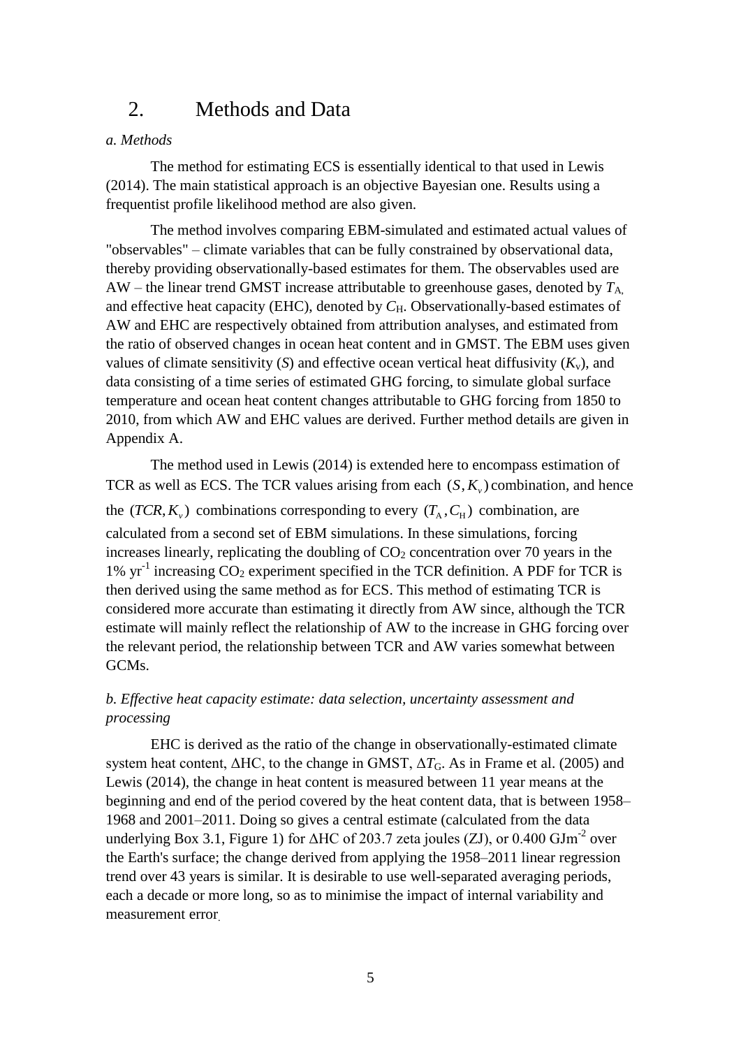## 2. Methods and Data

*a. Methods*

The method for estimating ECS is essentially identical to that used in Lewis (2014). The main statistical approach is an objective Bayesian one. Results using a frequentist profile likelihood method are also given.

The method involves comparing EBM-simulated and estimated actual values of "observables" – climate variables that can be fully constrained by observational data, thereby providing observationally-based estimates for them. The observables used are AW – the linear trend GMST increase attributable to greenhouse gases, denoted by $T_{\mathrm{A}}$, and effective heat capacity (EHC), denoted by $C_{\mathrm{H}}$. Observationally-based estimates of AW and EHC are respectively obtained from attribution analyses, and estimated from the ratio of observed changes in ocean heat content and in GMST. The EBM uses given values of climate sensitivity ($S$) and effective ocean vertical heat diffusivity ($K_{\mathrm{v}}$), and data consisting of a time series of estimated GHG forcing, to simulate global surface temperature and ocean heat content changes attributable to GHG forcing from 1850 to 2010, from which AW and EHC values are derived. Further method details are given in Appendix A.

The method used in Lewis (2014) is extended here to encompass estimation of TCR as well as ECS. The TCR values arising from each $(S, K_v)$ combination, and hence the $(TCR, K_v)$ combinations corresponding to every $(T_{\mathrm{A}}, C_{\mathrm{H}})$ combination, are calculated from a second set of EBM simulations. In these simulations, forcing increases linearly, replicating the doubling of $CO_2$ concentration over 70 years in the 1% $yr^{-1}$ increasing $CO_2$ experiment specified in the TCR definition. A PDF for TCR is then derived using the same method as for ECS. This method of estimating TCR is considered more accurate than estimating it directly from AW since, although the TCR estimate will mainly reflect the relationship of AW to the increase in GHG forcing over the relevant period, the relationship between TCR and AW varies somewhat between GCMs.

*b. Effective heat capacity estimate: data selection, uncertainty assessment and processing*

EHC is derived as the ratio of the change in observationally-estimated climate system heat content, $\Delta$HC, to the change in GMST, $\Delta T_{\mathrm{G}}$. As in Frame et al. (2005) and Lewis (2014), the change in heat content is measured between 11 year means at the beginning and end of the period covered by the heat content data, that is between 1958–1968 and 2001–2011. Doing so gives a central estimate (calculated from the data underlying Box 3.1, Figure 1) for $\Delta$HC of 203.7 zeta joules (ZJ), or 0.400 $GJm^{-2}$ over the Earth's surface; the change derived from applying the 1958–2011 linear regression trend over 43 years is similar. It is desirable to use well-separated averaging periods, each a decade or more long, so as to minimise the impact of internal variability and measurement error.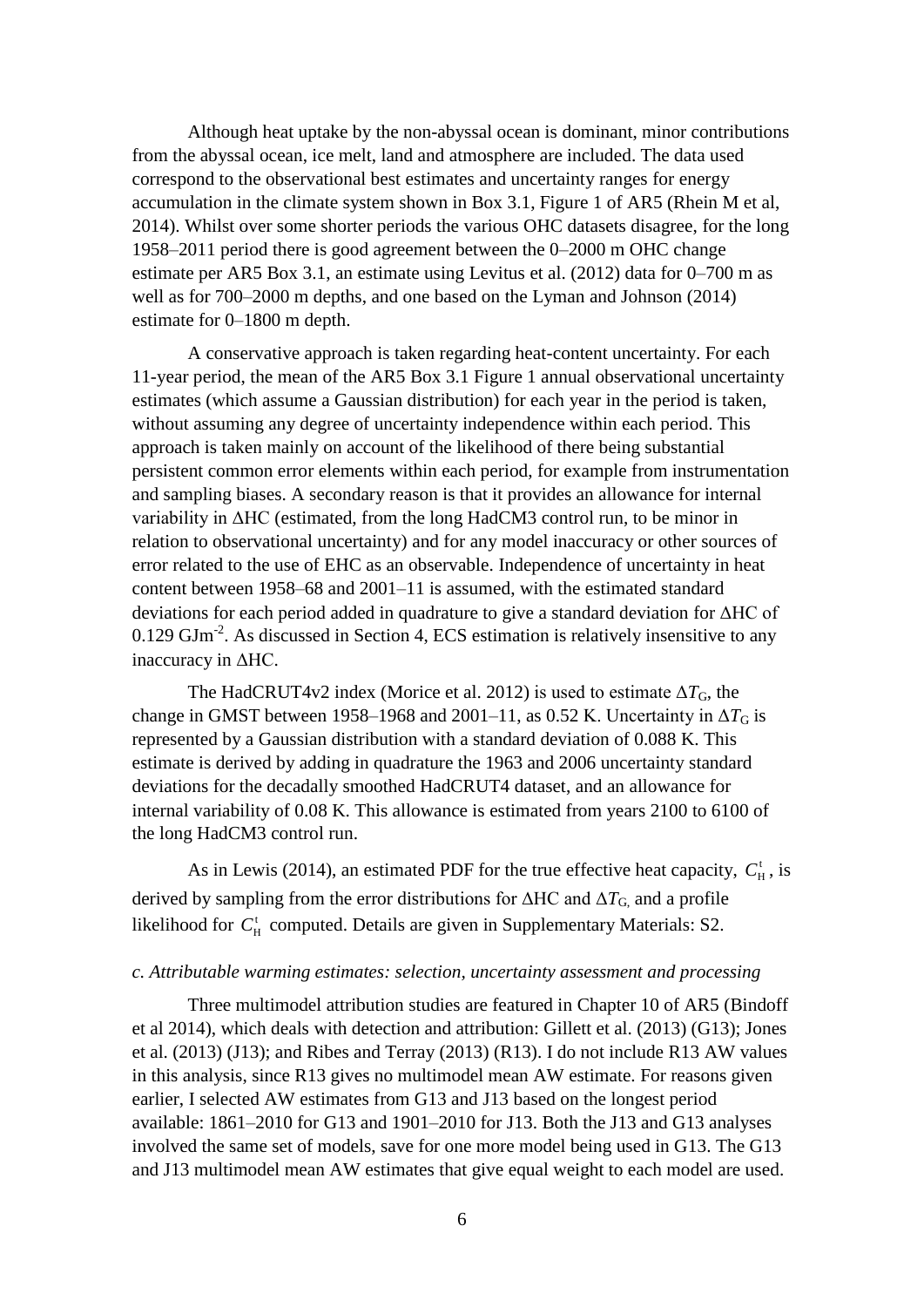Although heat uptake by the non-abyssal ocean is dominant, minor contributions from the abyssal ocean, ice melt, land and atmosphere are included. The data used correspond to the observational best estimates and uncertainty ranges for energy accumulation in the climate system shown in Box 3.1, Figure 1 of AR5 (Rhein M et al, 2014). Whilst over some shorter periods the various OHC datasets disagree, for the long 1958–2011 period there is good agreement between the 0–2000 m OHC change estimate per AR5 Box 3.1, an estimate using Levitus et al. (2012) data for 0–700 m as well as for 700–2000 m depths, and one based on the Lyman and Johnson (2014) estimate for 0–1800 m depth.

A conservative approach is taken regarding heat-content uncertainty. For each 11-year period, the mean of the AR5 Box 3.1 Figure 1 annual observational uncertainty estimates (which assume a Gaussian distribution) for each year in the period is taken, without assuming any degree of uncertainty independence within each period. This approach is taken mainly on account of the likelihood of there being substantial persistent common error elements within each period, for example from instrumentation and sampling biases. A secondary reason is that it provides an allowance for internal variability in ΔHC (estimated, from the long HadCM3 control run, to be minor in relation to observational uncertainty) and for any model inaccuracy or other sources of error related to the use of EHC as an observable. Independence of uncertainty in heat content between 1958–68 and 2001–11 is assumed, with the estimated standard deviations for each period added in quadrature to give a standard deviation for ΔHC of 0.129 $\mathrm{GJm^{-2}}$. As discussed in Section 4, ECS estimation is relatively insensitive to any inaccuracy in ΔHC.

The HadCRUT4v2 index (Morice et al. 2012) is used to estimate $\Delta T_{\mathrm{G}}$, the change in GMST between 1958–1968 and 2001–11, as 0.52 K. Uncertainty in $\Delta T_{\mathrm{G}}$ is represented by a Gaussian distribution with a standard deviation of 0.088 K. This estimate is derived by adding in quadrature the 1963 and 2006 uncertainty standard deviations for the decadally smoothed HadCRUT4 dataset, and an allowance for internal variability of 0.08 K. This allowance is estimated from years 2100 to 6100 of the long HadCM3 control run.

As in Lewis (2014), an estimated PDF for the true effective heat capacity, $C_{\mathrm{H}}^{\mathrm{t}}$, is derived by sampling from the error distributions for ΔHC and $\Delta T_{\mathrm{G}}$, and a profile likelihood for $C_{\mathrm{H}}^{\mathrm{t}}$ computed. Details are given in Supplementary Materials: S2.

### *c. Attributable warming estimates: selection, uncertainty assessment and processing*

Three multimodel attribution studies are featured in Chapter 10 of AR5 (Bindoff et al 2014), which deals with detection and attribution: Gillett et al. (2013) (G13); Jones et al. (2013) (J13); and Ribes and Terray (2013) (R13). I do not include R13 AW values in this analysis, since R13 gives no multimodel mean AW estimate. For reasons given earlier, I selected AW estimates from G13 and J13 based on the longest period available: 1861–2010 for G13 and 1901–2010 for J13. Both the J13 and G13 analyses involved the same set of models, save for one more model being used in G13. The G13 and J13 multimodel mean AW estimates that give equal weight to each model are used.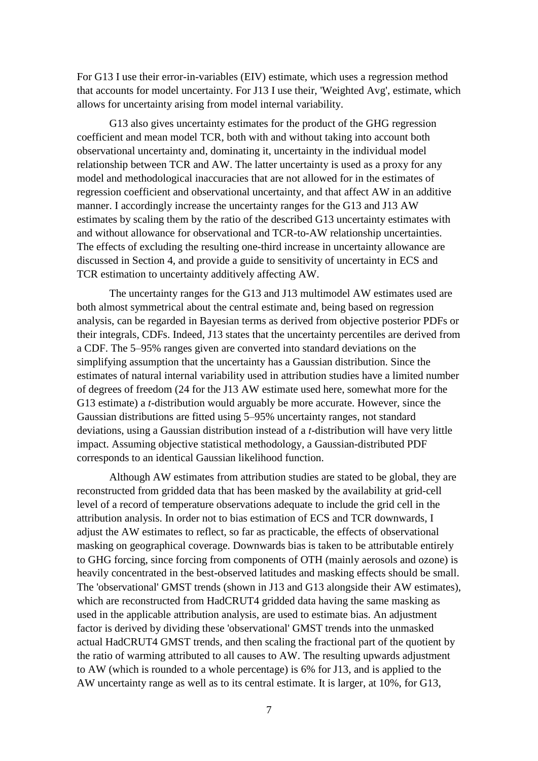For G13 I use their error-in-variables (EIV) estimate, which uses a regression method that accounts for model uncertainty. For J13 I use their, 'Weighted Avg', estimate, which allows for uncertainty arising from model internal variability.

G13 also gives uncertainty estimates for the product of the GHG regression coefficient and mean model TCR, both with and without taking into account both observational uncertainty and, dominating it, uncertainty in the individual model relationship between TCR and AW. The latter uncertainty is used as a proxy for any model and methodological inaccuracies that are not allowed for in the estimates of regression coefficient and observational uncertainty, and that affect AW in an additive manner. I accordingly increase the uncertainty ranges for the G13 and J13 AW estimates by scaling them by the ratio of the described G13 uncertainty estimates with and without allowance for observational and TCR-to-AW relationship uncertainties. The effects of excluding the resulting one-third increase in uncertainty allowance are discussed in Section 4, and provide a guide to sensitivity of uncertainty in ECS and TCR estimation to uncertainty additively affecting AW.

The uncertainty ranges for the G13 and J13 multimodel AW estimates used are both almost symmetrical about the central estimate and, being based on regression analysis, can be regarded in Bayesian terms as derived from objective posterior PDFs or their integrals, CDFs. Indeed, J13 states that the uncertainty percentiles are derived from a CDF. The 5–95% ranges given are converted into standard deviations on the simplifying assumption that the uncertainty has a Gaussian distribution. Since the estimates of natural internal variability used in attribution studies have a limited number of degrees of freedom (24 for the J13 AW estimate used here, somewhat more for the G13 estimate) a *t*-distribution would arguably be more accurate. However, since the Gaussian distributions are fitted using 5–95% uncertainty ranges, not standard deviations, using a Gaussian distribution instead of a *t*-distribution will have very little impact. Assuming objective statistical methodology, a Gaussian-distributed PDF corresponds to an identical Gaussian likelihood function.

Although AW estimates from attribution studies are stated to be global, they are reconstructed from gridded data that has been masked by the availability at grid-cell level of a record of temperature observations adequate to include the grid cell in the attribution analysis. In order not to bias estimation of ECS and TCR downwards, I adjust the AW estimates to reflect, so far as practicable, the effects of observational masking on geographical coverage. Downwards bias is taken to be attributable entirely to GHG forcing, since forcing from components of OTH (mainly aerosols and ozone) is heavily concentrated in the best-observed latitudes and masking effects should be small. The 'observational' GMST trends (shown in J13 and G13 alongside their AW estimates), which are reconstructed from HadCRUT4 gridded data having the same masking as used in the applicable attribution analysis, are used to estimate bias. An adjustment factor is derived by dividing these 'observational' GMST trends into the unmasked actual HadCRUT4 GMST trends, and then scaling the fractional part of the quotient by the ratio of warming attributed to all causes to AW. The resulting upwards adjustment to AW (which is rounded to a whole percentage) is 6% for J13, and is applied to the AW uncertainty range as well as to its central estimate. It is larger, at 10%, for G13,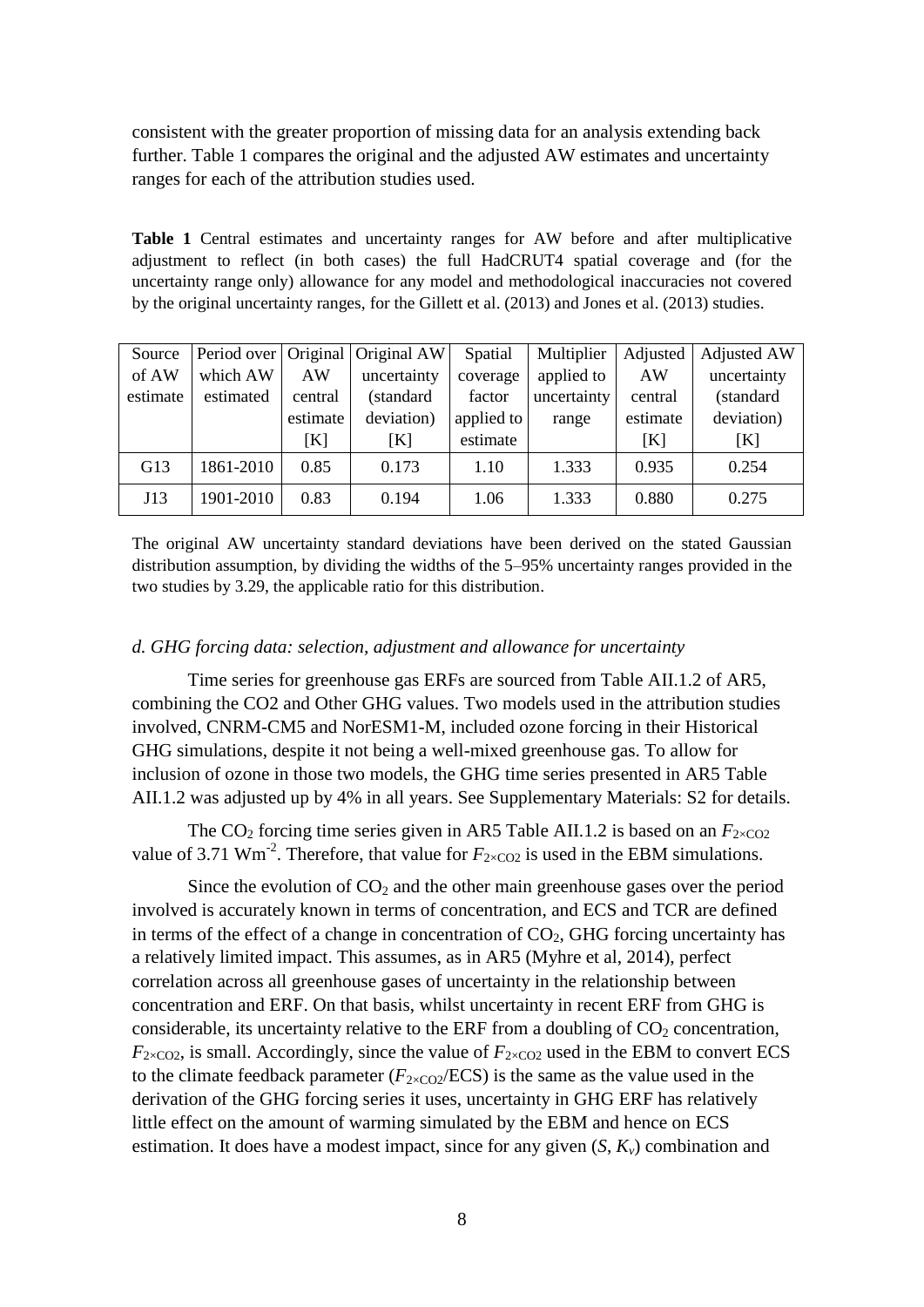consistent with the greater proportion of missing data for an analysis extending back further. Table 1 compares the original and the adjusted AW estimates and uncertainty ranges for each of the attribution studies used.

**Table 1** Central estimates and uncertainty ranges for AW before and after multiplicative adjustment to reflect (in both cases) the full HadCRUT4 spatial coverage and (for the uncertainty range only) allowance for any model and methodological inaccuracies not covered by the original uncertainty ranges, for the Gillett et al. (2013) and Jones et al. (2013) studies.

| Source of AW estimate | Period over which AW estimated | Original AW central estimate [K] | Original AW uncertainty (standard deviation) [K] | Spatial coverage factor applied to estimate | Multiplier applied to uncertainty range | Adjusted AW central estimate [K] | Adjusted AW uncertainty (standard deviation) [K] |
|---|---|---|---|---|---|---|---|
| G13 | 1861-2010 | 0.85 | 0.173 | 1.10 | 1.333 | 0.935 | 0.254 |
| J13 | 1901-2010 | 0.83 | 0.194 | 1.06 | 1.333 | 0.880 | 0.275 |

The original AW uncertainty standard deviations have been derived on the stated Gaussian distribution assumption, by dividing the widths of the 5–95% uncertainty ranges provided in the two studies by 3.29, the applicable ratio for this distribution.

### *d. GHG forcing data: selection, adjustment and allowance for uncertainty*

Time series for greenhouse gas ERFs are sourced from Table AII.1.2 of AR5, combining the CO2 and Other GHG values. Two models used in the attribution studies involved, CNRM-CM5 and NorESM1-M, included ozone forcing in their Historical GHG simulations, despite it not being a well-mixed greenhouse gas. To allow for inclusion of ozone in those two models, the GHG time series presented in AR5 Table AII.1.2 was adjusted up by 4% in all years. See Supplementary Materials: S2 for details.

The $CO_2$ forcing time series given in AR5 Table AII.1.2 is based on an $F_{2\times CO2}$ value of 3.71 $Wm^{-2}$. Therefore, that value for $F_{2\times CO2}$ is used in the EBM simulations.

Since the evolution of $CO_2$ and the other main greenhouse gases over the period involved is accurately known in terms of concentration, and ECS and TCR are defined in terms of the effect of a change in concentration of $CO_2$, GHG forcing uncertainty has a relatively limited impact. This assumes, as in AR5 (Myhre et al, 2014), perfect correlation across all greenhouse gases of uncertainty in the relationship between concentration and ERF. On that basis, whilst uncertainty in recent ERF from GHG is considerable, its uncertainty relative to the ERF from a doubling of $CO_2$ concentration, $F_{2\times CO2}$, is small. Accordingly, since the value of $F_{2\times CO2}$ used in the EBM to convert ECS to the climate feedback parameter ($F_{2\times CO2}$/ECS) is the same as the value used in the derivation of the GHG forcing series it uses, uncertainty in GHG ERF has relatively little effect on the amount of warming simulated by the EBM and hence on ECS estimation. It does have a modest impact, since for any given ($S$, $K_v$) combination and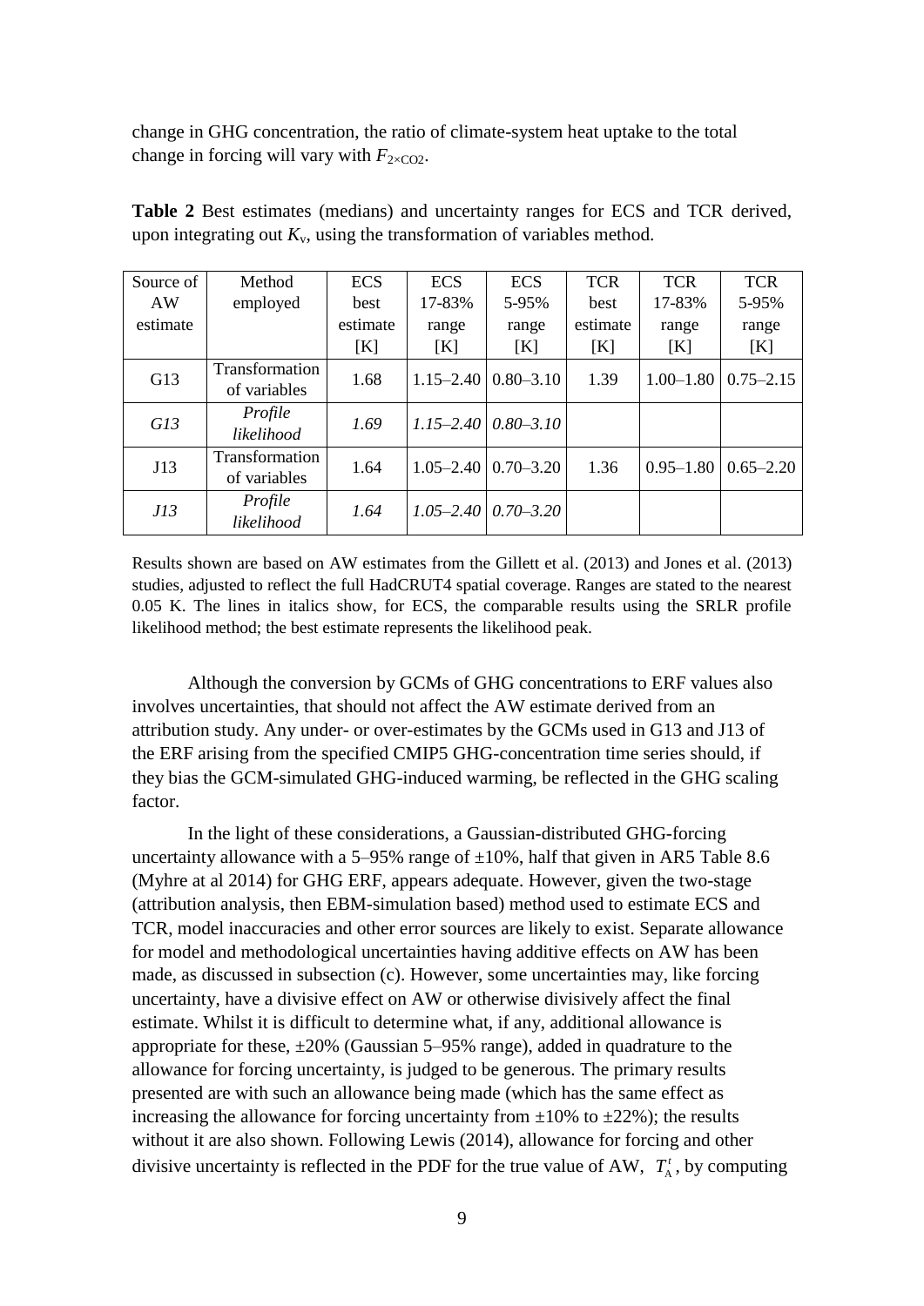change in GHG concentration, the ratio of climate-system heat uptake to the total change in forcing will vary with $F_{2\times CO2}$.

**Table 2** Best estimates (medians) and uncertainty ranges for ECS and TCR derived, upon integrating out $K_v$, using the transformation of variables method.

| Source of AW estimate | Method employed | ECS best estimate [K] | ECS 17-83% range [K] | ECS 5-95% range [K] | TCR best estimate [K] | TCR 17-83% range [K] | TCR 5-95% range [K] |
|---|---|---|---|---|---|---|---|
| G13 | Transformation of variables | 1.68 | 1.15–2.40 | 0.80–3.10 | 1.39 | 1.00–1.80 | 0.75–2.15 |
| *G13* | *Profile likelihood* | *1.69* | *1.15–2.40* | *0.80–3.10* | | | |
| J13 | Transformation of variables | 1.64 | 1.05–2.40 | 0.70–3.20 | 1.36 | 0.95–1.80 | 0.65–2.20 |
| *J13* | *Profile likelihood* | *1.64* | *1.05–2.40* | *0.70–3.20* | | | |

Results shown are based on AW estimates from the Gillett et al. (2013) and Jones et al. (2013) studies, adjusted to reflect the full HadCRUT4 spatial coverage. Ranges are stated to the nearest 0.05 K. The lines in italics show, for ECS, the comparable results using the SRLR profile likelihood method; the best estimate represents the likelihood peak.

Although the conversion by GCMs of GHG concentrations to ERF values also involves uncertainties, that should not affect the AW estimate derived from an attribution study. Any under- or over-estimates by the GCMs used in G13 and J13 of the ERF arising from the specified CMIP5 GHG-concentration time series should, if they bias the GCM-simulated GHG-induced warming, be reflected in the GHG scaling factor.

In the light of these considerations, a Gaussian-distributed GHG-forcing uncertainty allowance with a 5–95% range of ±10%, half that given in AR5 Table 8.6 (Myhre at al 2014) for GHG ERF, appears adequate. However, given the two-stage (attribution analysis, then EBM-simulation based) method used to estimate ECS and TCR, model inaccuracies and other error sources are likely to exist. Separate allowance for model and methodological uncertainties having additive effects on AW has been made, as discussed in subsection (c). However, some uncertainties may, like forcing uncertainty, have a divisive effect on AW or otherwise divisively affect the final estimate. Whilst it is difficult to determine what, if any, additional allowance is appropriate for these, ±20% (Gaussian 5–95% range), added in quadrature to the allowance for forcing uncertainty, is judged to be generous. The primary results presented are with such an allowance being made (which has the same effect as increasing the allowance for forcing uncertainty from ±10% to ±22%); the results without it are also shown. Following Lewis (2014), allowance for forcing and other divisive uncertainty is reflected in the PDF for the true value of AW, $T_A^t$, by computing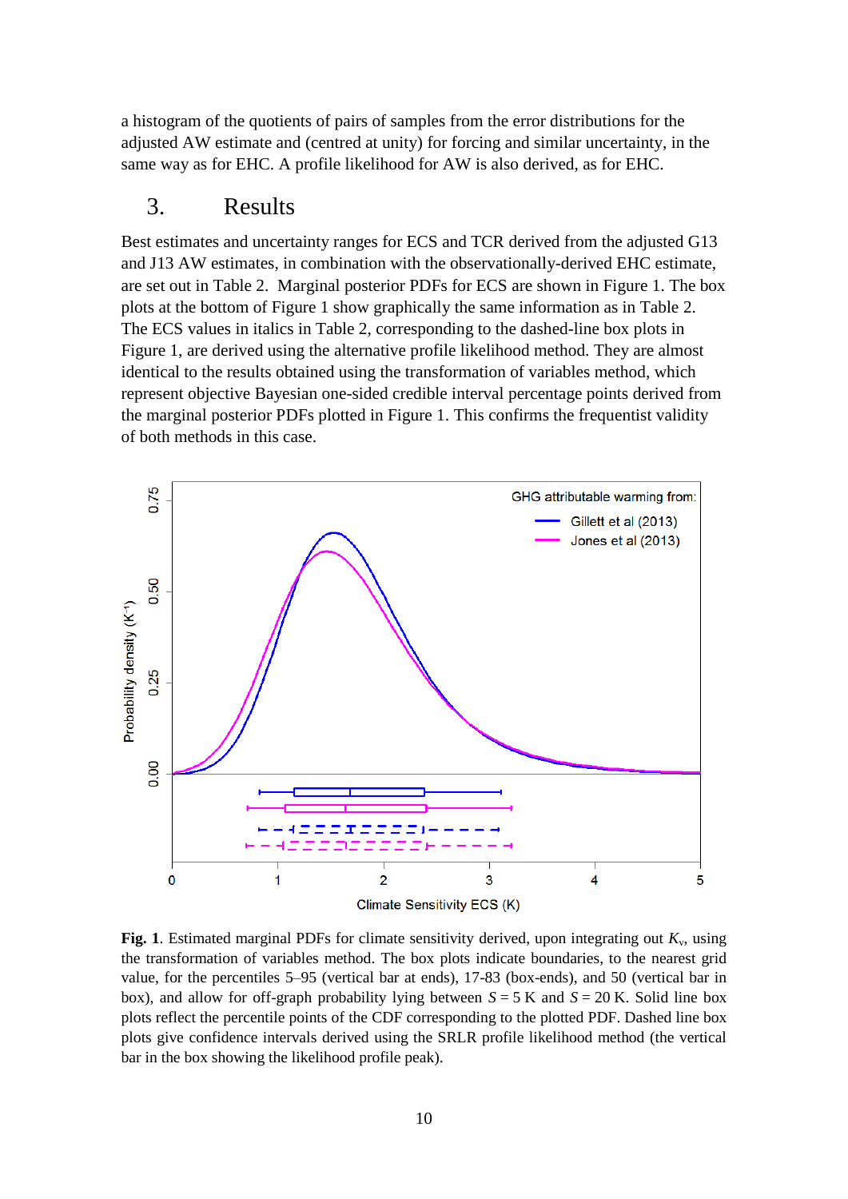a histogram of the quotients of pairs of samples from the error distributions for the adjusted AW estimate and (centred at unity) for forcing and similar uncertainty, in the same way as for EHC. A profile likelihood for AW is also derived, as for EHC.

## 3. Results

Best estimates and uncertainty ranges for ECS and TCR derived from the adjusted G13 and J13 AW estimates, in combination with the observationally-derived EHC estimate, are set out in Table 2. Marginal posterior PDFs for ECS are shown in Figure 1. The box plots at the bottom of Figure 1 show graphically the same information as in Table 2. The ECS values in italics in Table 2, corresponding to the dashed-line box plots in Figure 1, are derived using the alternative profile likelihood method. They are almost identical to the results obtained using the transformation of variables method, which represent objective Bayesian one-sided credible interval percentage points derived from the marginal posterior PDFs plotted in Figure 1. This confirms the frequentist validity of both methods in this case.

**Fig. 1**. Estimated marginal PDFs for climate sensitivity derived, upon integrating out $K_v$, using the transformation of variables method. The box plots indicate boundaries, to the nearest grid value, for the percentiles 5–95 (vertical bar at ends), 17-83 (box-ends), and 50 (vertical bar in box), and allow for off-graph probability lying between $S = 5$ K and $S = 20$ K. Solid line box plots reflect the percentile points of the CDF corresponding to the plotted PDF. Dashed line box plots give confidence intervals derived using the SRLR profile likelihood method (the vertical bar in the box showing the likelihood profile peak).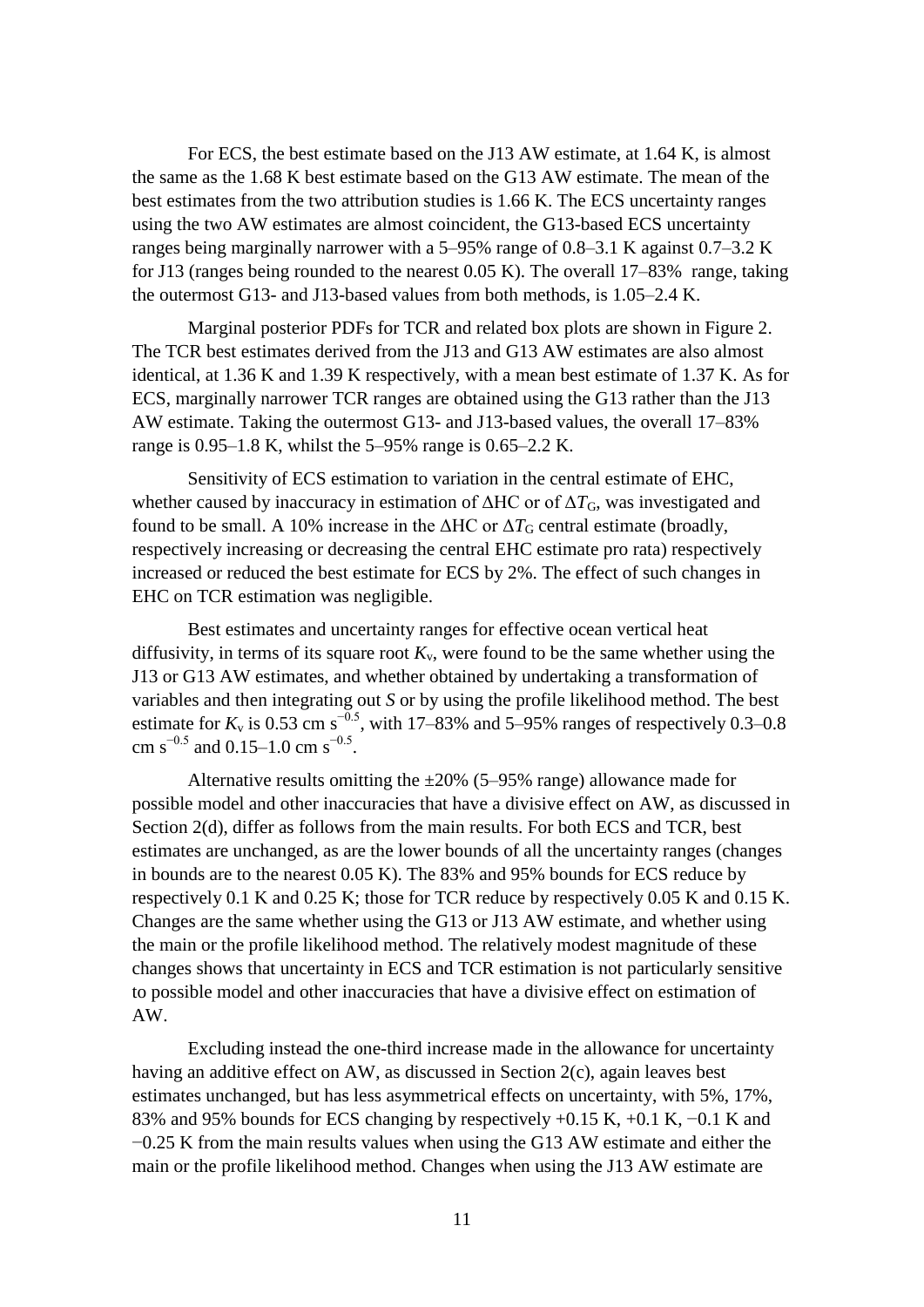For ECS, the best estimate based on the J13 AW estimate, at 1.64 K, is almost the same as the 1.68 K best estimate based on the G13 AW estimate. The mean of the best estimates from the two attribution studies is 1.66 K. The ECS uncertainty ranges using the two AW estimates are almost coincident, the G13-based ECS uncertainty ranges being marginally narrower with a 5–95% range of 0.8–3.1 K against 0.7–3.2 K for J13 (ranges being rounded to the nearest 0.05 K). The overall 17–83% range, taking the outermost G13- and J13-based values from both methods, is 1.05–2.4 K.

Marginal posterior PDFs for TCR and related box plots are shown in Figure 2. The TCR best estimates derived from the J13 and G13 AW estimates are also almost identical, at 1.36 K and 1.39 K respectively, with a mean best estimate of 1.37 K. As for ECS, marginally narrower TCR ranges are obtained using the G13 rather than the J13 AW estimate. Taking the outermost G13- and J13-based values, the overall 17–83% range is 0.95–1.8 K, whilst the 5–95% range is 0.65–2.2 K.

Sensitivity of ECS estimation to variation in the central estimate of EHC, whether caused by inaccuracy in estimation of $\Delta$HC or of $\Delta T_G$, was investigated and found to be small. A 10% increase in the $\Delta$HC or $\Delta T_G$ central estimate (broadly, respectively increasing or decreasing the central EHC estimate pro rata) respectively increased or reduced the best estimate for ECS by 2%. The effect of such changes in EHC on TCR estimation was negligible.

Best estimates and uncertainty ranges for effective ocean vertical heat diffusivity, in terms of its square root $K_v$, were found to be the same whether using the J13 or G13 AW estimates, and whether obtained by undertaking a transformation of variables and then integrating out $S$ or by using the profile likelihood method. The best estimate for $K_v$ is 0.53 cm s$^{-0.5}$, with 17–83% and 5–95% ranges of respectively 0.3–0.8 cm s$^{-0.5}$ and 0.15–1.0 cm s$^{-0.5}$.

Alternative results omitting the ±20% (5–95% range) allowance made for possible model and other inaccuracies that have a divisive effect on AW, as discussed in Section 2(d), differ as follows from the main results. For both ECS and TCR, best estimates are unchanged, as are the lower bounds of all the uncertainty ranges (changes in bounds are to the nearest 0.05 K). The 83% and 95% bounds for ECS reduce by respectively 0.1 K and 0.25 K; those for TCR reduce by respectively 0.05 K and 0.15 K. Changes are the same whether using the G13 or J13 AW estimate, and whether using the main or the profile likelihood method. The relatively modest magnitude of these changes shows that uncertainty in ECS and TCR estimation is not particularly sensitive to possible model and other inaccuracies that have a divisive effect on estimation of AW.

Excluding instead the one-third increase made in the allowance for uncertainty having an additive effect on AW, as discussed in Section 2(c), again leaves best estimates unchanged, but has less asymmetrical effects on uncertainty, with 5%, 17%, 83% and 95% bounds for ECS changing by respectively +0.15 K, +0.1 K, −0.1 K and −0.25 K from the main results values when using the G13 AW estimate and either the main or the profile likelihood method. Changes when using the J13 AW estimate are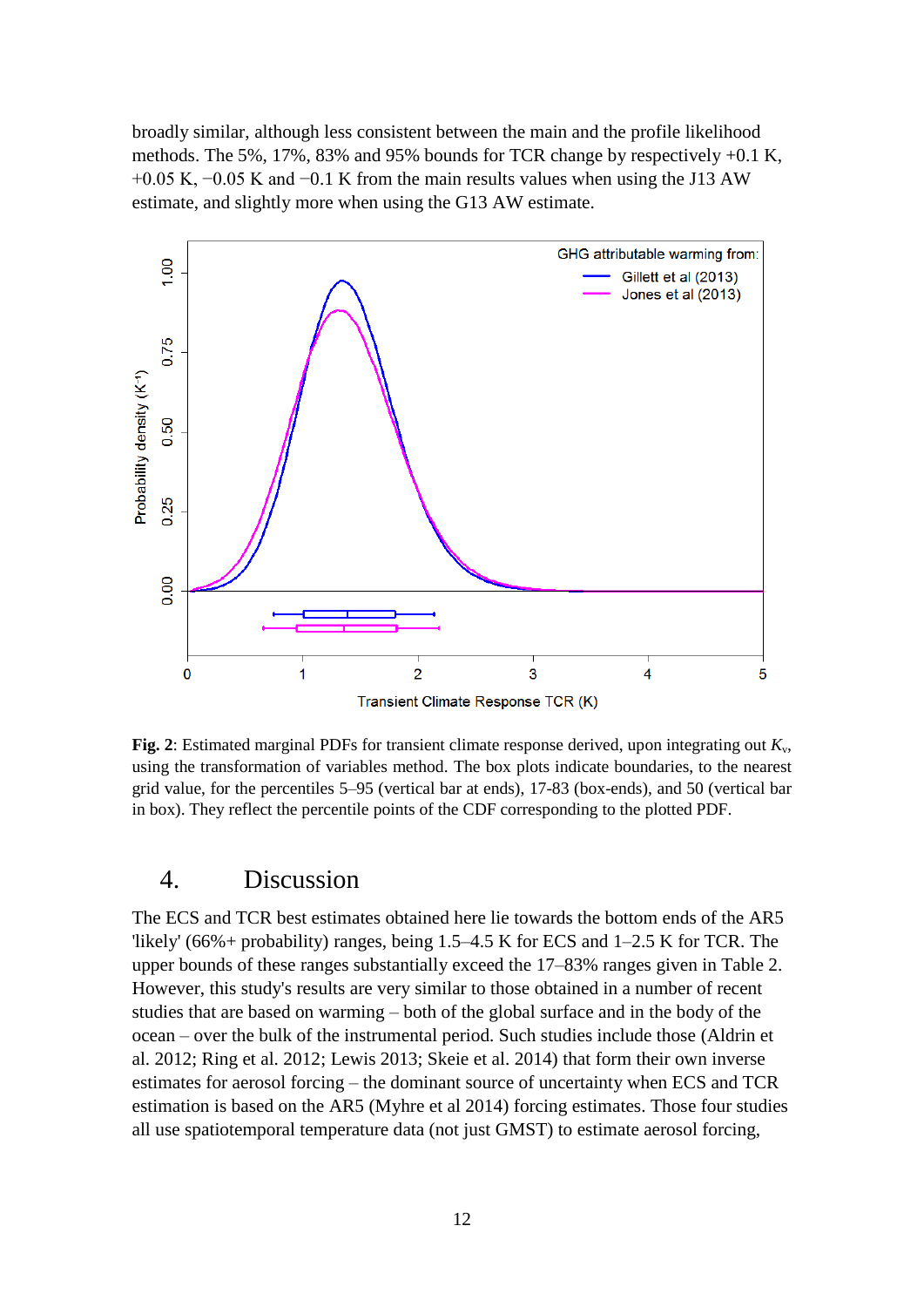broadly similar, although less consistent between the main and the profile likelihood methods. The 5%, 17%, 83% and 95% bounds for TCR change by respectively +0.1 K, +0.05 K, −0.05 K and −0.1 K from the main results values when using the J13 AW estimate, and slightly more when using the G13 AW estimate.

**Fig. 2**: Estimated marginal PDFs for transient climate response derived, upon integrating out $K_v$, using the transformation of variables method. The box plots indicate boundaries, to the nearest grid value, for the percentiles 5–95 (vertical bar at ends), 17-83 (box-ends), and 50 (vertical bar in box). They reflect the percentile points of the CDF corresponding to the plotted PDF.

## 4. Discussion

The ECS and TCR best estimates obtained here lie towards the bottom ends of the AR5 'likely' (66%+ probability) ranges, being 1.5–4.5 K for ECS and 1–2.5 K for TCR. The upper bounds of these ranges substantially exceed the 17–83% ranges given in Table 2. However, this study's results are very similar to those obtained in a number of recent studies that are based on warming – both of the global surface and in the body of the ocean – over the bulk of the instrumental period. Such studies include those (Aldrin et al. 2012; Ring et al. 2012; Lewis 2013; Skeie et al. 2014) that form their own inverse estimates for aerosol forcing – the dominant source of uncertainty when ECS and TCR estimation is based on the AR5 (Myhre et al 2014) forcing estimates. Those four studies all use spatiotemporal temperature data (not just GMST) to estimate aerosol forcing,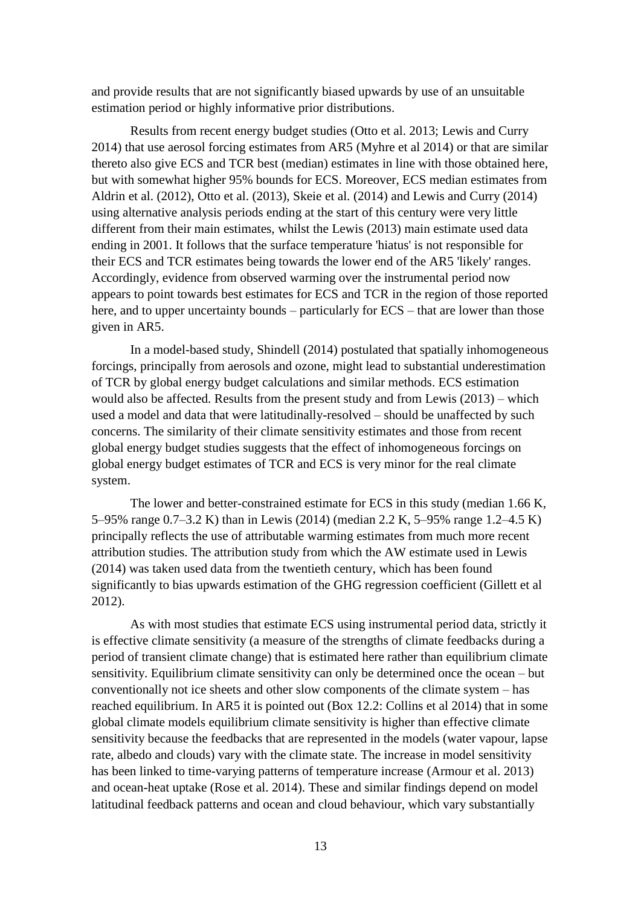and provide results that are not significantly biased upwards by use of an unsuitable estimation period or highly informative prior distributions.

Results from recent energy budget studies (Otto et al. 2013; Lewis and Curry 2014) that use aerosol forcing estimates from AR5 (Myhre et al 2014) or that are similar thereto also give ECS and TCR best (median) estimates in line with those obtained here, but with somewhat higher 95% bounds for ECS. Moreover, ECS median estimates from Aldrin et al. (2012), Otto et al. (2013), Skeie et al. (2014) and Lewis and Curry (2014) using alternative analysis periods ending at the start of this century were very little different from their main estimates, whilst the Lewis (2013) main estimate used data ending in 2001. It follows that the surface temperature 'hiatus' is not responsible for their ECS and TCR estimates being towards the lower end of the AR5 'likely' ranges. Accordingly, evidence from observed warming over the instrumental period now appears to point towards best estimates for ECS and TCR in the region of those reported here, and to upper uncertainty bounds – particularly for ECS – that are lower than those given in AR5.

In a model-based study, Shindell (2014) postulated that spatially inhomogeneous forcings, principally from aerosols and ozone, might lead to substantial underestimation of TCR by global energy budget calculations and similar methods. ECS estimation would also be affected. Results from the present study and from Lewis (2013) – which used a model and data that were latitudinally-resolved – should be unaffected by such concerns. The similarity of their climate sensitivity estimates and those from recent global energy budget studies suggests that the effect of inhomogeneous forcings on global energy budget estimates of TCR and ECS is very minor for the real climate system.

The lower and better-constrained estimate for ECS in this study (median 1.66 K, 5–95% range 0.7–3.2 K) than in Lewis (2014) (median 2.2 K, 5–95% range 1.2–4.5 K) principally reflects the use of attributable warming estimates from much more recent attribution studies. The attribution study from which the AW estimate used in Lewis (2014) was taken used data from the twentieth century, which has been found significantly to bias upwards estimation of the GHG regression coefficient (Gillett et al 2012).

As with most studies that estimate ECS using instrumental period data, strictly it is effective climate sensitivity (a measure of the strengths of climate feedbacks during a period of transient climate change) that is estimated here rather than equilibrium climate sensitivity. Equilibrium climate sensitivity can only be determined once the ocean – but conventionally not ice sheets and other slow components of the climate system – has reached equilibrium. In AR5 it is pointed out (Box 12.2: Collins et al 2014) that in some global climate models equilibrium climate sensitivity is higher than effective climate sensitivity because the feedbacks that are represented in the models (water vapour, lapse rate, albedo and clouds) vary with the climate state. The increase in model sensitivity has been linked to time-varying patterns of temperature increase (Armour et al. 2013) and ocean-heat uptake (Rose et al. 2014). These and similar findings depend on model latitudinal feedback patterns and ocean and cloud behaviour, which vary substantially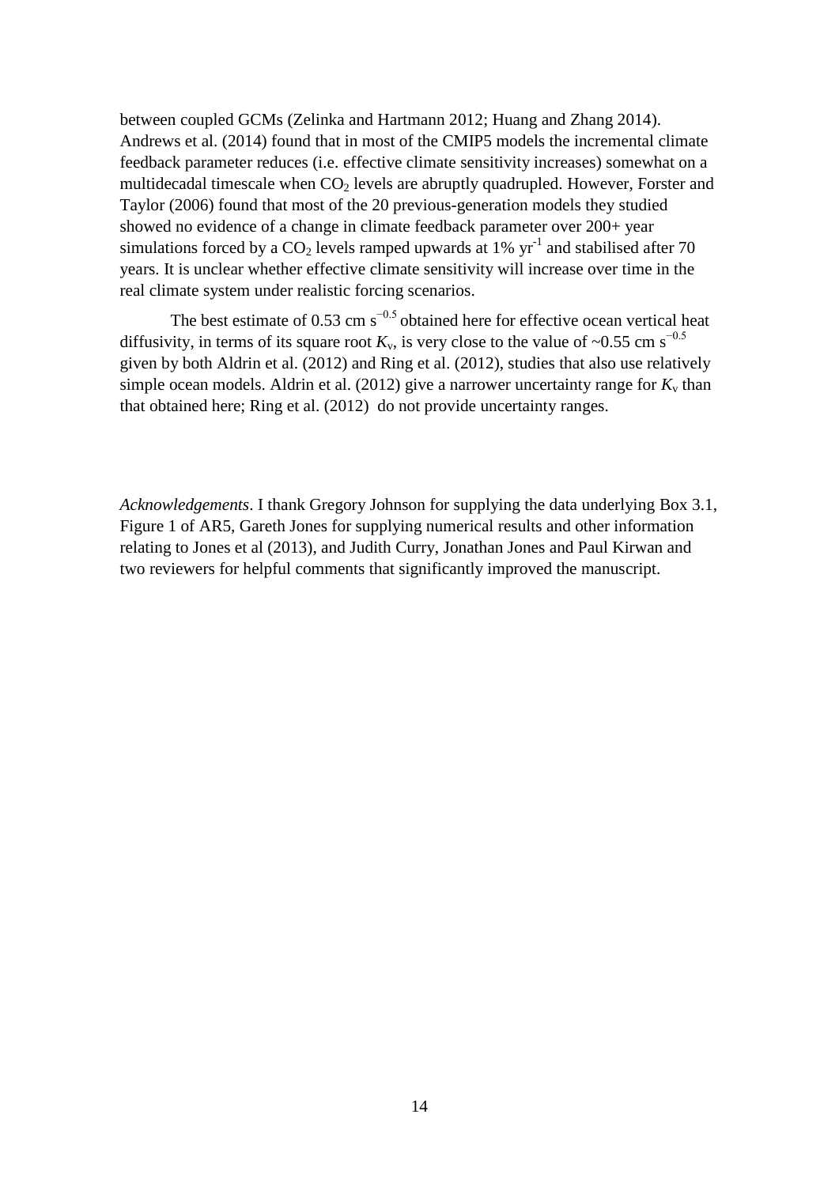between coupled GCMs (Zelinka and Hartmann 2012; Huang and Zhang 2014). Andrews et al. (2014) found that in most of the CMIP5 models the incremental climate feedback parameter reduces (i.e. effective climate sensitivity increases) somewhat on a multidecadal timescale when $CO_2$ levels are abruptly quadrupled. However, Forster and Taylor (2006) found that most of the 20 previous-generation models they studied showed no evidence of a change in climate feedback parameter over 200+ year simulations forced by a $CO_2$ levels ramped upwards at 1% $yr^{-1}$ and stabilised after 70 years. It is unclear whether effective climate sensitivity will increase over time in the real climate system under realistic forcing scenarios.

The best estimate of 0.53 cm $s^{-0.5}$ obtained here for effective ocean vertical heat diffusivity, in terms of its square root $K_v$, is very close to the value of ~0.55 cm $s^{-0.5}$ given by both Aldrin et al. (2012) and Ring et al. (2012), studies that also use relatively simple ocean models. Aldrin et al. (2012) give a narrower uncertainty range for $K_v$ than that obtained here; Ring et al. (2012) do not provide uncertainty ranges.

*Acknowledgements*. I thank Gregory Johnson for supplying the data underlying Box 3.1, Figure 1 of AR5, Gareth Jones for supplying numerical results and other information relating to Jones et al (2013), and Judith Curry, Jonathan Jones and Paul Kirwan and two reviewers for helpful comments that significantly improved the manuscript.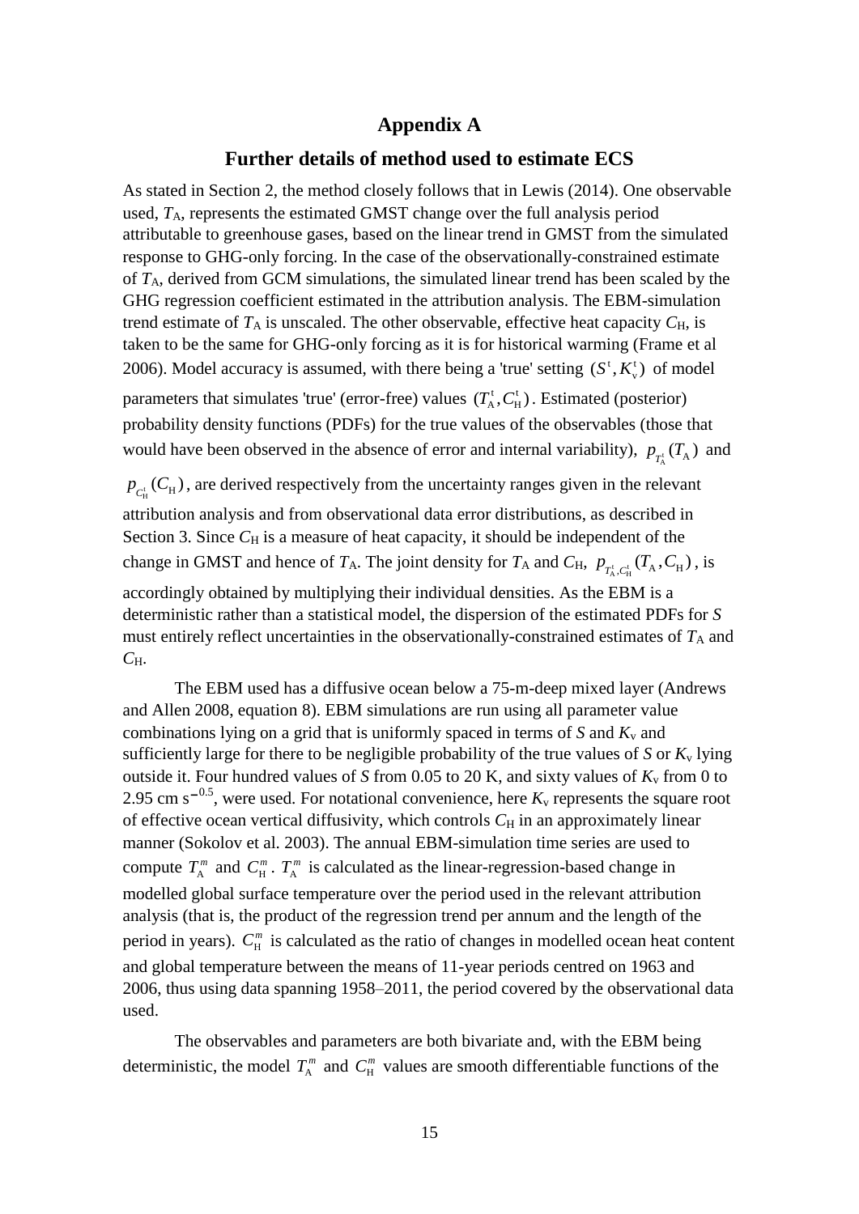## Appendix A

## Further details of method used to estimate ECS

As stated in Section 2, the method closely follows that in Lewis (2014). One observable used, $T_A$, represents the estimated GMST change over the full analysis period attributable to greenhouse gases, based on the linear trend in GMST from the simulated response to GHG-only forcing. In the case of the observationally-constrained estimate of $T_A$, derived from GCM simulations, the simulated linear trend has been scaled by the GHG regression coefficient estimated in the attribution analysis. The EBM-simulation trend estimate of $T_A$ is unscaled. The other observable, effective heat capacity $C_H$, is taken to be the same for GHG-only forcing as it is for historical warming (Frame et al 2006). Model accuracy is assumed, with there being a 'true' setting $(S^t, K_v^t)$ of model parameters that simulates 'true' (error-free) values $(T_A^t, C_H^t)$. Estimated (posterior) probability density functions (PDFs) for the true values of the observables (those that would have been observed in the absence of error and internal variability), $p_{T_A^t}(T_A)$ and $p_{C_H^t}(C_H)$, are derived respectively from the uncertainty ranges given in the relevant attribution analysis and from observational data error distributions, as described in Section 3. Since $C_H$ is a measure of heat capacity, it should be independent of the change in GMST and hence of $T_A$. The joint density for $T_A$ and $C_H$, $p_{T_A^t, C_H^t}(T_A, C_H)$, is accordingly obtained by multiplying their individual densities. As the EBM is a deterministic rather than a statistical model, the dispersion of the estimated PDFs for $S$ must entirely reflect uncertainties in the observationally-constrained estimates of $T_A$ and $C_H$.

The EBM used has a diffusive ocean below a 75-m-deep mixed layer (Andrews and Allen 2008, equation 8). EBM simulations are run using all parameter value combinations lying on a grid that is uniformly spaced in terms of $S$ and $K_v$ and sufficiently large for there to be negligible probability of the true values of $S$ or $K_v$ lying outside it. Four hundred values of $S$ from 0.05 to 20 K, and sixty values of $K_v$ from 0 to 2.95 cm s$^{-0.5}$, were used. For notational convenience, here $K_v$ represents the square root of effective ocean vertical diffusivity, which controls $C_H$ in an approximately linear manner (Sokolov et al. 2003). The annual EBM-simulation time series are used to compute $T_A^m$ and $C_H^m$. $T_A^m$ is calculated as the linear-regression-based change in modelled global surface temperature over the period used in the relevant attribution analysis (that is, the product of the regression trend per annum and the length of the period in years). $C_H^m$ is calculated as the ratio of changes in modelled ocean heat content and global temperature between the means of 11-year periods centred on 1963 and 2006, thus using data spanning 1958–2011, the period covered by the observational data used.

The observables and parameters are both bivariate and, with the EBM being deterministic, the model $T_A^m$ and $C_H^m$ values are smooth differentiable functions of the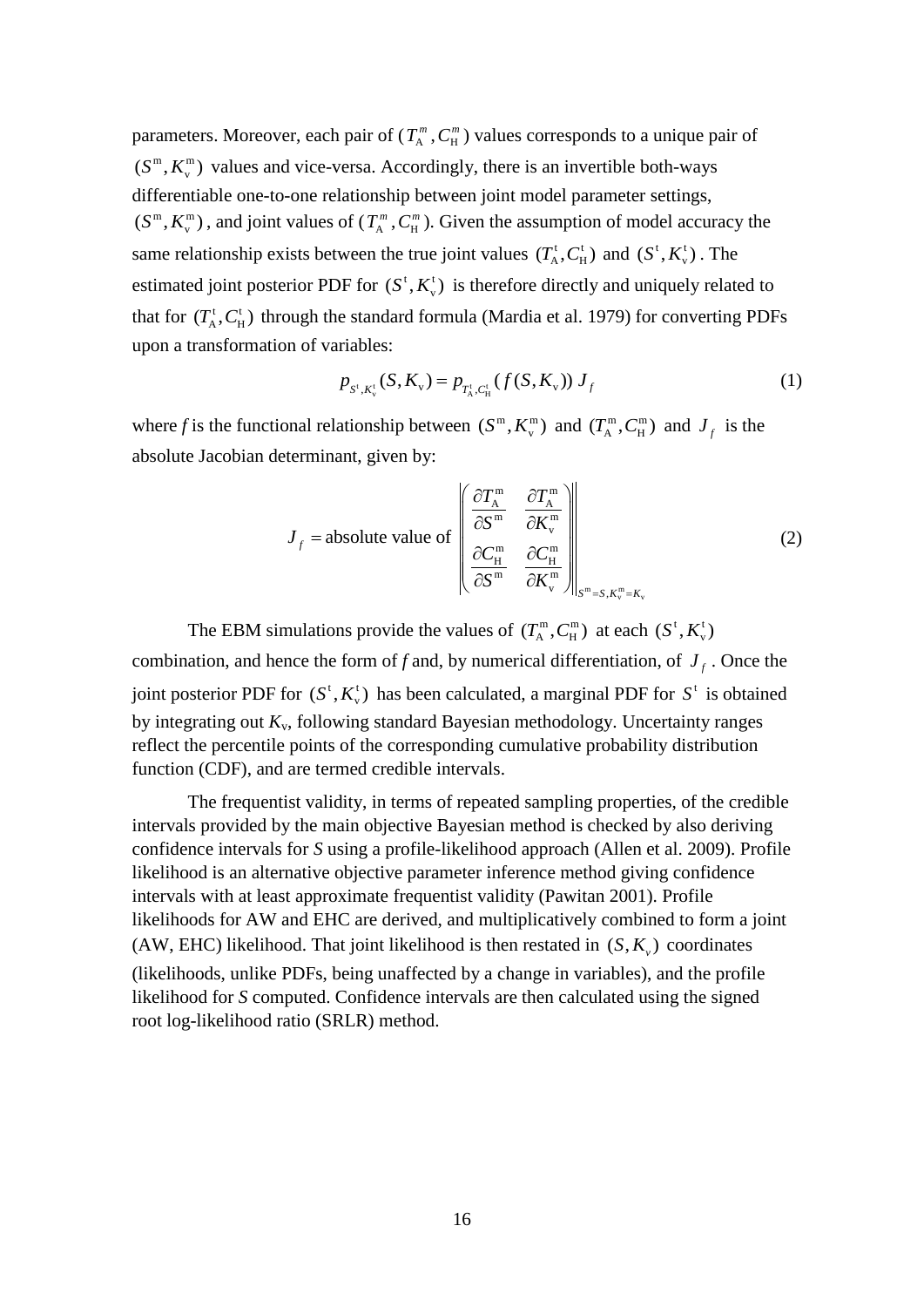parameters. Moreover, each pair of $(T_{\mathrm{A}}^{m}, C_{\mathrm{H}}^{m})$ values corresponds to a unique pair of $(S^{\mathrm{m}}, K_{\mathrm{v}}^{\mathrm{m}})$ values and vice-versa. Accordingly, there is an invertible both-ways differentiable one-to-one relationship between joint model parameter settings, $(S^{\mathrm{m}}, K_{\mathrm{v}}^{\mathrm{m}})$, and joint values of $(T_{\mathrm{A}}^{m}, C_{\mathrm{H}}^{m})$. Given the assumption of model accuracy the same relationship exists between the true joint values $(T_{\mathrm{A}}^{\mathrm{t}}, C_{\mathrm{H}}^{\mathrm{t}})$ and $(S^{\mathrm{t}}, K_{\mathrm{v}}^{\mathrm{t}})$. The estimated joint posterior PDF for $(S^{\mathrm{t}}, K_{\mathrm{v}}^{\mathrm{t}})$ is therefore directly and uniquely related to that for $(T_{\mathrm{A}}^{\mathrm{t}}, C_{\mathrm{H}}^{\mathrm{t}})$ through the standard formula (Mardia et al. 1979) for converting PDFs upon a transformation of variables:

$$p_{S^{\mathrm{t}},K_{\mathrm{v}}^{\mathrm{t}}}(S, K_{\mathrm{v}}) = p_{T_{\mathrm{A}}^{\mathrm{t}},C_{\mathrm{H}}^{\mathrm{t}}}(f(S, K_{\mathrm{v}}))\, J_f \tag{1}$$

where $f$ is the functional relationship between $(S^{\mathrm{m}}, K_{\mathrm{v}}^{\mathrm{m}})$ and $(T_{\mathrm{A}}^{\mathrm{m}}, C_{\mathrm{H}}^{\mathrm{m}})$ and $J_f$ is the absolute Jacobian determinant, given by:

$$J_f = \text{absolute value of } \left. \left| \begin{pmatrix} \dfrac{\partial T_{\mathrm{A}}^{\mathrm{m}}}{\partial S^{\mathrm{m}}} & \dfrac{\partial T_{\mathrm{A}}^{\mathrm{m}}}{\partial K_{\mathrm{v}}^{\mathrm{m}}} \\ \dfrac{\partial C_{\mathrm{H}}^{\mathrm{m}}}{\partial S^{\mathrm{m}}} & \dfrac{\partial C_{\mathrm{H}}^{\mathrm{m}}}{\partial K_{\mathrm{v}}^{\mathrm{m}}} \end{pmatrix} \right| \right|_{S^{\mathrm{m}}=S,\, K_{\mathrm{v}}^{\mathrm{m}}=K_{\mathrm{v}}} \tag{2}$$

The EBM simulations provide the values of $(T_{\mathrm{A}}^{\mathrm{m}}, C_{\mathrm{H}}^{\mathrm{m}})$ at each $(S^{\mathrm{t}}, K_{\mathrm{v}}^{\mathrm{t}})$ combination, and hence the form of $f$ and, by numerical differentiation, of $J_f$. Once the joint posterior PDF for $(S^{\mathrm{t}}, K_{\mathrm{v}}^{\mathrm{t}})$ has been calculated, a marginal PDF for $S^{\mathrm{t}}$ is obtained by integrating out $K_{\mathrm{v}}$, following standard Bayesian methodology. Uncertainty ranges reflect the percentile points of the corresponding cumulative probability distribution function (CDF), and are termed credible intervals.

The frequentist validity, in terms of repeated sampling properties, of the credible intervals provided by the main objective Bayesian method is checked by also deriving confidence intervals for $S$ using a profile-likelihood approach (Allen et al. 2009). Profile likelihood is an alternative objective parameter inference method giving confidence intervals with at least approximate frequentist validity (Pawitan 2001). Profile likelihoods for AW and EHC are derived, and multiplicatively combined to form a joint (AW, EHC) likelihood. That joint likelihood is then restated in $(S, K_v)$ coordinates (likelihoods, unlike PDFs, being unaffected by a change in variables), and the profile likelihood for $S$ computed. Confidence intervals are then calculated using the signed root log-likelihood ratio (SRLR) method.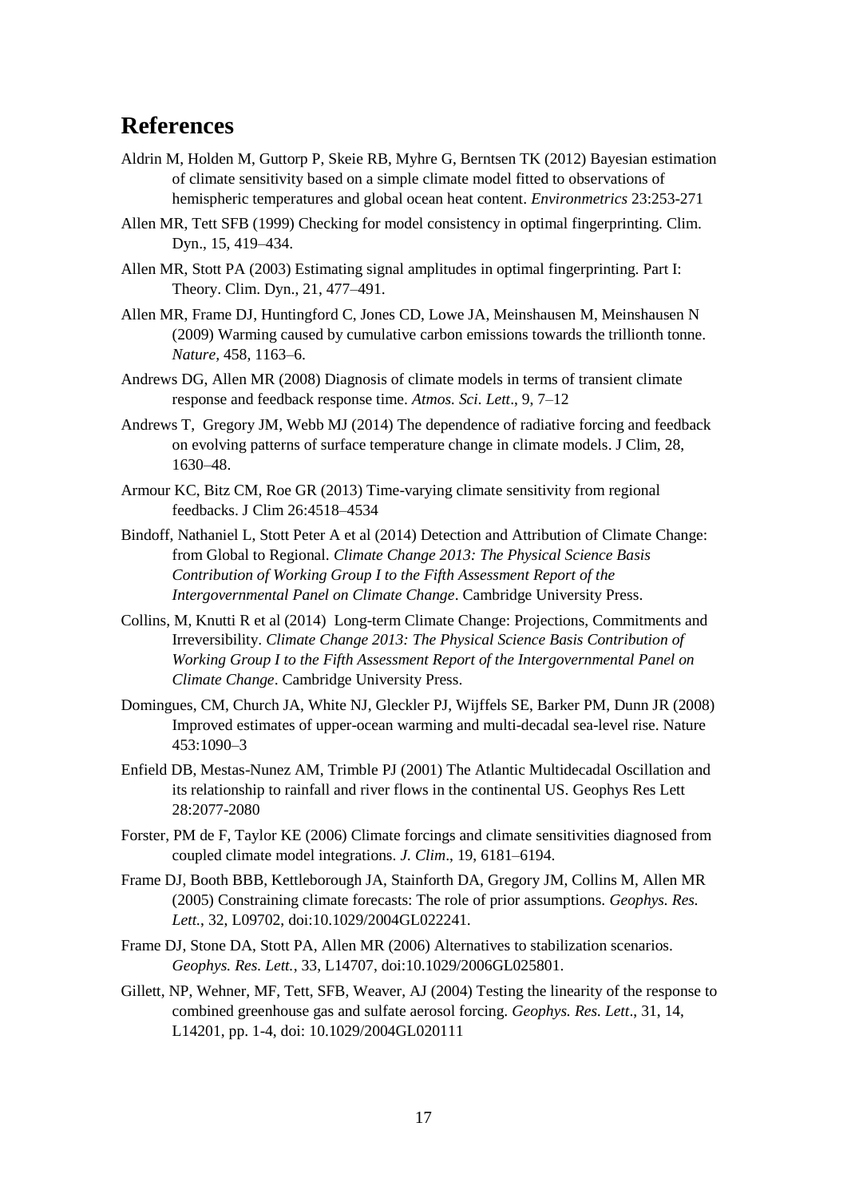# References

Aldrin M, Holden M, Guttorp P, Skeie RB, Myhre G, Berntsen TK (2012) Bayesian estimation of climate sensitivity based on a simple climate model fitted to observations of hemispheric temperatures and global ocean heat content. *Environmetrics* 23:253-271

Allen MR, Tett SFB (1999) Checking for model consistency in optimal fingerprinting. Clim. Dyn., 15, 419–434.

Allen MR, Stott PA (2003) Estimating signal amplitudes in optimal fingerprinting. Part I: Theory. Clim. Dyn., 21, 477–491.

Allen MR, Frame DJ, Huntingford C, Jones CD, Lowe JA, Meinshausen M, Meinshausen N (2009) Warming caused by cumulative carbon emissions towards the trillionth tonne. *Nature*, 458, 1163–6.

Andrews DG, Allen MR (2008) Diagnosis of climate models in terms of transient climate response and feedback response time. *Atmos. Sci. Lett*., 9, 7–12

Andrews T, Gregory JM, Webb MJ (2014) The dependence of radiative forcing and feedback on evolving patterns of surface temperature change in climate models. J Clim, 28, 1630–48.

Armour KC, Bitz CM, Roe GR (2013) Time-varying climate sensitivity from regional feedbacks. J Clim 26:4518–4534

Bindoff, Nathaniel L, Stott Peter A et al (2014) Detection and Attribution of Climate Change: from Global to Regional. *Climate Change 2013: The Physical Science Basis Contribution of Working Group I to the Fifth Assessment Report of the Intergovernmental Panel on Climate Change*. Cambridge University Press.

Collins, M, Knutti R et al (2014) Long-term Climate Change: Projections, Commitments and Irreversibility. *Climate Change 2013: The Physical Science Basis Contribution of Working Group I to the Fifth Assessment Report of the Intergovernmental Panel on Climate Change*. Cambridge University Press.

Domingues, CM, Church JA, White NJ, Gleckler PJ, Wijffels SE, Barker PM, Dunn JR (2008) Improved estimates of upper-ocean warming and multi-decadal sea-level rise. Nature 453:1090–3

Enfield DB, Mestas-Nunez AM, Trimble PJ (2001) The Atlantic Multidecadal Oscillation and its relationship to rainfall and river flows in the continental US. Geophys Res Lett 28:2077-2080

Forster, PM de F, Taylor KE (2006) Climate forcings and climate sensitivities diagnosed from coupled climate model integrations. *J. Clim*., 19, 6181–6194.

Frame DJ, Booth BBB, Kettleborough JA, Stainforth DA, Gregory JM, Collins M, Allen MR (2005) Constraining climate forecasts: The role of prior assumptions. *Geophys. Res. Lett.*, 32, L09702, doi:10.1029/2004GL022241.

Frame DJ, Stone DA, Stott PA, Allen MR (2006) Alternatives to stabilization scenarios. *Geophys. Res. Lett.*, 33, L14707, doi:10.1029/2006GL025801.

Gillett, NP, Wehner, MF, Tett, SFB, Weaver, AJ (2004) Testing the linearity of the response to combined greenhouse gas and sulfate aerosol forcing. *Geophys. Res. Lett*., 31, 14, L14201, pp. 1-4, doi: 10.1029/2004GL020111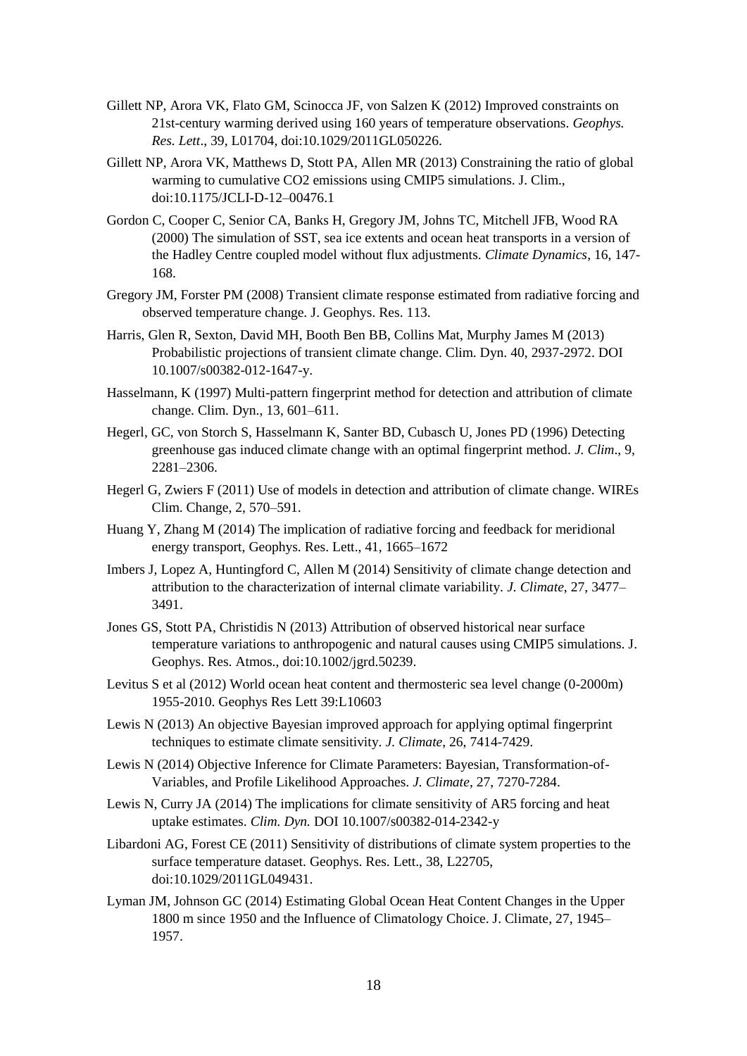Gillett NP, Arora VK, Flato GM, Scinocca JF, von Salzen K (2012) Improved constraints on 21st-century warming derived using 160 years of temperature observations. *Geophys. Res. Lett*., 39, L01704, doi:10.1029/2011GL050226.

Gillett NP, Arora VK, Matthews D, Stott PA, Allen MR (2013) Constraining the ratio of global warming to cumulative CO2 emissions using CMIP5 simulations. J. Clim., doi:10.1175/JCLI-D-12–00476.1

Gordon C, Cooper C, Senior CA, Banks H, Gregory JM, Johns TC, Mitchell JFB, Wood RA (2000) The simulation of SST, sea ice extents and ocean heat transports in a version of the Hadley Centre coupled model without flux adjustments. *Climate Dynamics*, 16, 147-168.

Gregory JM, Forster PM (2008) Transient climate response estimated from radiative forcing and observed temperature change. J. Geophys. Res. 113.

Harris, Glen R, Sexton, David MH, Booth Ben BB, Collins Mat, Murphy James M (2013) Probabilistic projections of transient climate change. Clim. Dyn. 40, 2937-2972. DOI 10.1007/s00382-012-1647-y.

Hasselmann, K (1997) Multi-pattern fingerprint method for detection and attribution of climate change. Clim. Dyn., 13, 601–611.

Hegerl, GC, von Storch S, Hasselmann K, Santer BD, Cubasch U, Jones PD (1996) Detecting greenhouse gas induced climate change with an optimal fingerprint method. *J. Clim*., 9, 2281–2306.

Hegerl G, Zwiers F (2011) Use of models in detection and attribution of climate change. WIREs Clim. Change, 2, 570–591.

Huang Y, Zhang M (2014) The implication of radiative forcing and feedback for meridional energy transport, Geophys. Res. Lett., 41, 1665–1672

Imbers J, Lopez A, Huntingford C, Allen M (2014) Sensitivity of climate change detection and attribution to the characterization of internal climate variability. *J. Climate,* 27, 3477–3491.

Jones GS, Stott PA, Christidis N (2013) Attribution of observed historical near surface temperature variations to anthropogenic and natural causes using CMIP5 simulations. J. Geophys. Res. Atmos., doi:10.1002/jgrd.50239.

Levitus S et al (2012) World ocean heat content and thermosteric sea level change (0-2000m) 1955-2010. Geophys Res Lett 39:L10603

Lewis N (2013) An objective Bayesian improved approach for applying optimal fingerprint techniques to estimate climate sensitivity. *J. Climate,* 26, 7414-7429.

Lewis N (2014) Objective Inference for Climate Parameters: Bayesian, Transformation-of-Variables, and Profile Likelihood Approaches. *J. Climate*, 27, 7270-7284.

Lewis N, Curry JA (2014) The implications for climate sensitivity of AR5 forcing and heat uptake estimates. *Clim. Dyn.* DOI 10.1007/s00382-014-2342-y

Libardoni AG, Forest CE (2011) Sensitivity of distributions of climate system properties to the surface temperature dataset. Geophys. Res. Lett., 38, L22705, doi:10.1029/2011GL049431.

Lyman JM, Johnson GC (2014) Estimating Global Ocean Heat Content Changes in the Upper 1800 m since 1950 and the Influence of Climatology Choice. J. Climate, 27, 1945–1957.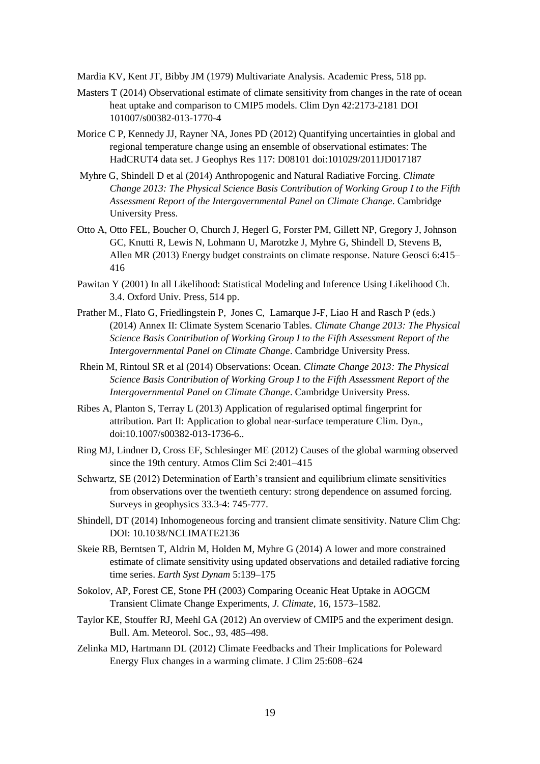Mardia KV, Kent JT, Bibby JM (1979) Multivariate Analysis. Academic Press, 518 pp.

Masters T (2014) Observational estimate of climate sensitivity from changes in the rate of ocean heat uptake and comparison to CMIP5 models. Clim Dyn 42:2173-2181 DOI 101007/s00382-013-1770-4

Morice C P, Kennedy JJ, Rayner NA, Jones PD (2012) Quantifying uncertainties in global and regional temperature change using an ensemble of observational estimates: The HadCRUT4 data set. J Geophys Res 117: D08101 doi:101029/2011JD017187

Myhre G, Shindell D et al (2014) Anthropogenic and Natural Radiative Forcing. *Climate Change 2013: The Physical Science Basis Contribution of Working Group I to the Fifth Assessment Report of the Intergovernmental Panel on Climate Change*. Cambridge University Press.

Otto A, Otto FEL, Boucher O, Church J, Hegerl G, Forster PM, Gillett NP, Gregory J, Johnson GC, Knutti R, Lewis N, Lohmann U, Marotzke J, Myhre G, Shindell D, Stevens B, Allen MR (2013) Energy budget constraints on climate response. Nature Geosci 6:415–416

Pawitan Y (2001) In all Likelihood: Statistical Modeling and Inference Using Likelihood Ch. 3.4. Oxford Univ. Press, 514 pp.

Prather M., Flato G, Friedlingstein P, Jones C, Lamarque J-F, Liao H and Rasch P (eds.) (2014) Annex II: Climate System Scenario Tables. *Climate Change 2013: The Physical Science Basis Contribution of Working Group I to the Fifth Assessment Report of the Intergovernmental Panel on Climate Change*. Cambridge University Press.

Rhein M, Rintoul SR et al (2014) Observations: Ocean. *Climate Change 2013: The Physical Science Basis Contribution of Working Group I to the Fifth Assessment Report of the Intergovernmental Panel on Climate Change*. Cambridge University Press.

Ribes A, Planton S, Terray L (2013) Application of regularised optimal fingerprint for attribution. Part II: Application to global near-surface temperature Clim. Dyn., doi:10.1007/s00382-013-1736-6..

Ring MJ, Lindner D, Cross EF, Schlesinger ME (2012) Causes of the global warming observed since the 19th century. Atmos Clim Sci 2:401–415

Schwartz, SE (2012) Determination of Earth's transient and equilibrium climate sensitivities from observations over the twentieth century: strong dependence on assumed forcing. Surveys in geophysics 33.3-4: 745-777.

Shindell, DT (2014) Inhomogeneous forcing and transient climate sensitivity. Nature Clim Chg: DOI: 10.1038/NCLIMATE2136

Skeie RB, Berntsen T, Aldrin M, Holden M, Myhre G (2014) A lower and more constrained estimate of climate sensitivity using updated observations and detailed radiative forcing time series. *Earth Syst Dynam* 5:139–175

Sokolov, AP, Forest CE, Stone PH (2003) Comparing Oceanic Heat Uptake in AOGCM Transient Climate Change Experiments, *J. Climate*, 16, 1573–1582.

Taylor KE, Stouffer RJ, Meehl GA (2012) An overview of CMIP5 and the experiment design. Bull. Am. Meteorol. Soc., 93, 485–498.

Zelinka MD, Hartmann DL (2012) Climate Feedbacks and Their Implications for Poleward Energy Flux changes in a warming climate. J Clim 25:608–624